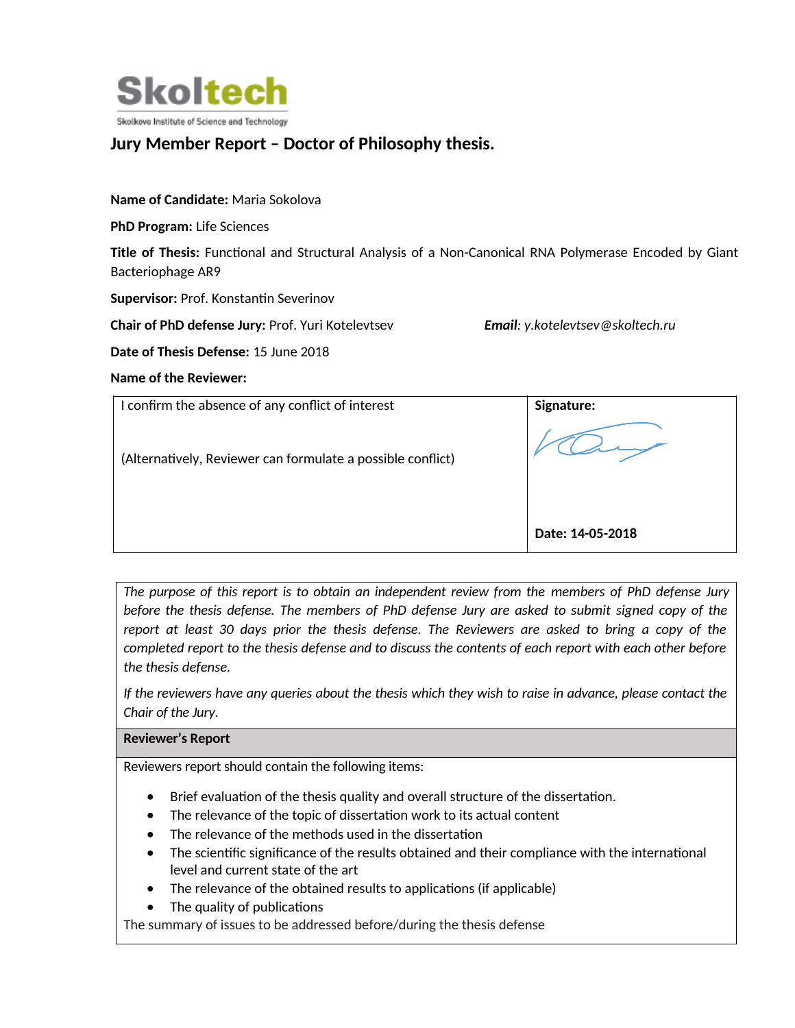Skoltech

Skolkovo Institute of Science and Technology

# Jury Member Report – Doctor of Philosophy thesis.

**Name of Candidate:** Maria Sokolova

**PhD Program:** Life Sciences

**Title of Thesis:** Functional and Structural Analysis of a Non-Canonical RNA Polymerase Encoded by Giant Bacteriophage AR9

**Supervisor:** Prof. Konstantin Severinov

**Chair of PhD defense Jury:** Prof. Yuri Kotelevtsev  *Email: y.kotelevtsev@skoltech.ru*

**Date of Thesis Defense:** 15 June 2018

**Name of the Reviewer:**

| I confirm the absence of any conflict of interest<br><br>(Alternatively, Reviewer can formulate a possible conflict) | **Signature:**<br><br>**Date: 14-05-2018** |
|---|---|

*The purpose of this report is to obtain an independent review from the members of PhD defense Jury before the thesis defense. The members of PhD defense Jury are asked to submit signed copy of the report at least 30 days prior the thesis defense. The Reviewers are asked to bring a copy of the completed report to the thesis defense and to discuss the contents of each report with each other before the thesis defense.*

*If the reviewers have any queries about the thesis which they wish to raise in advance, please contact the Chair of the Jury.*

**Reviewer's Report**

Reviewers report should contain the following items:

- Brief evaluation of the thesis quality and overall structure of the dissertation.
- The relevance of the topic of dissertation work to its actual content
- The relevance of the methods used in the dissertation
- The scientific significance of the results obtained and their compliance with the international level and current state of the art
- The relevance of the obtained results to applications (if applicable)
- The quality of publications

The summary of issues to be addressed before/during the thesis defense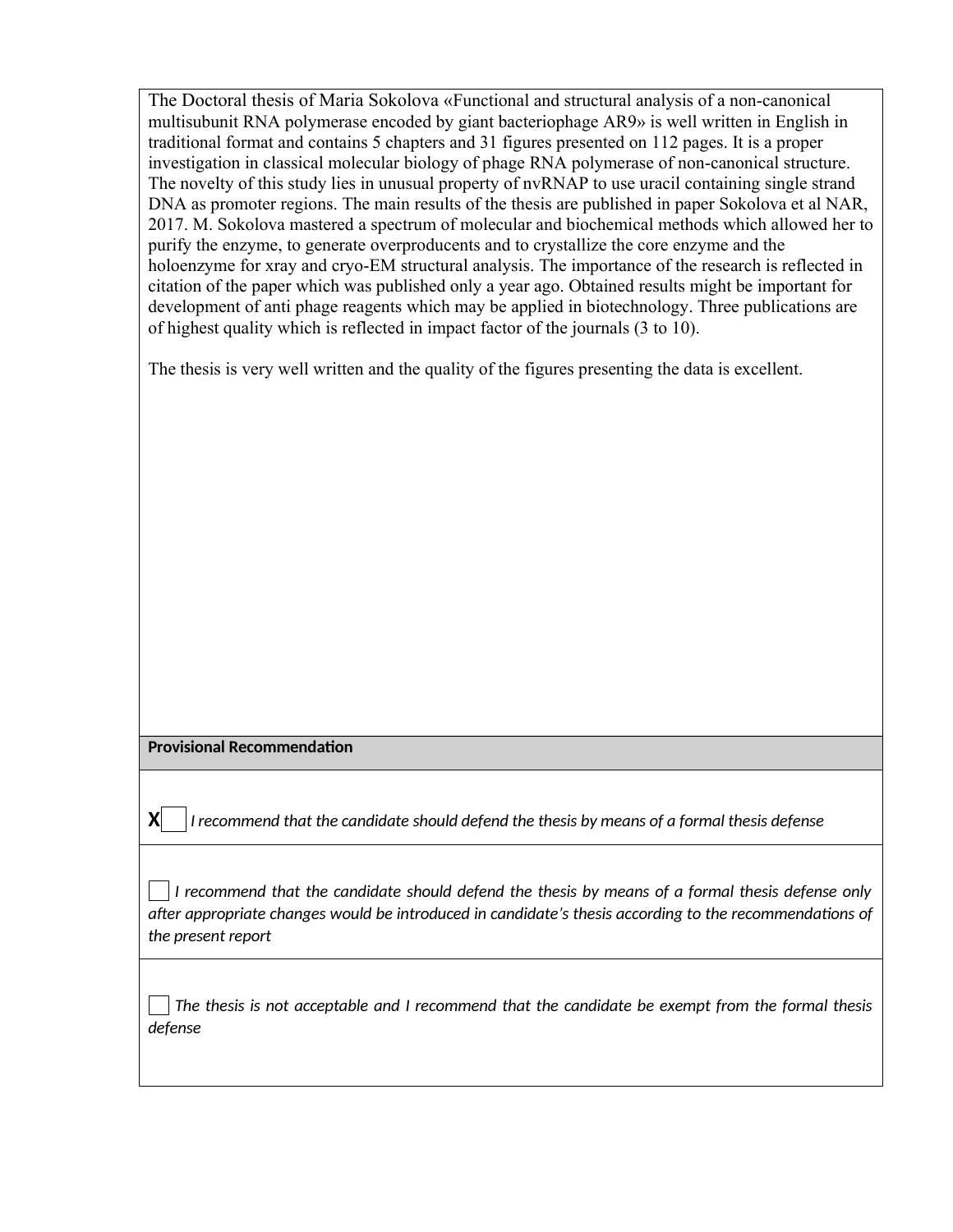The Doctoral thesis of Maria Sokolova «Functional and structural analysis of a non-canonical multisubunit RNA polymerase encoded by giant bacteriophage AR9» is well written in English in traditional format and contains 5 chapters and 31 figures presented on 112 pages. It is a proper investigation in classical molecular biology of phage RNA polymerase of non-canonical structure. The novelty of this study lies in unusual property of nvRNAP to use uracil containing single strand DNA as promoter regions. The main results of the thesis are published in paper Sokolova et al NAR, 2017. M. Sokolova mastered a spectrum of molecular and biochemical methods which allowed her to purify the enzyme, to generate overproducents and to crystallize the core enzyme and the holoenzyme for xray and cryo-EM structural analysis. The importance of the research is reflected in citation of the paper which was published only a year ago. Obtained results might be important for development of anti phage reagents which may be applied in biotechnology. Three publications are of highest quality which is reflected in impact factor of the journals (3 to 10).

The thesis is very well written and the quality of the figures presenting the data is excellent.

**Provisional Recommendation**

X ☐ *I recommend that the candidate should defend the thesis by means of a formal thesis defense*

☐ *I recommend that the candidate should defend the thesis by means of a formal thesis defense only after appropriate changes would be introduced in candidate's thesis according to the recommendations of the present report*

☐ *The thesis is not acceptable and I recommend that the candidate be exempt from the formal thesis defense*